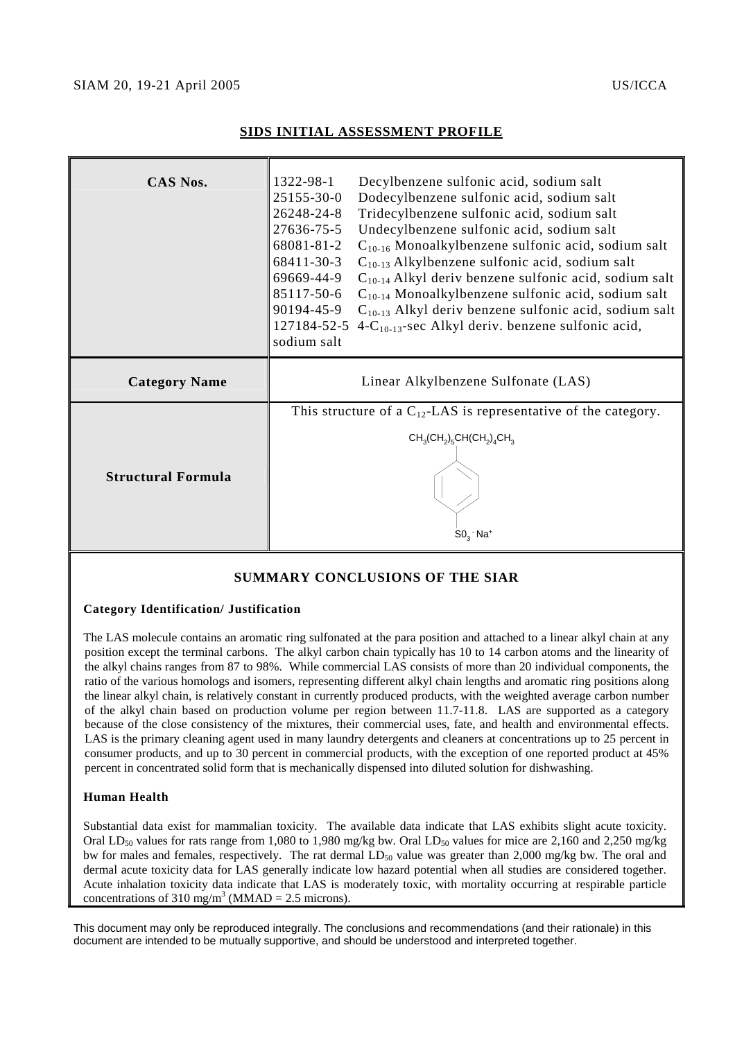SIAM 20, 19-21 April 2005 US/ICCA

## SIDS INITIAL ASSESSMENT PROFILE

| | |
|---|---|
| **CAS Nos.** | 1322-98-1 Decylbenzene sulfonic acid, sodium salt<br>25155-30-0 Dodecylbenzene sulfonic acid, sodium salt<br>26248-24-8 Tridecylbenzene sulfonic acid, sodium salt<br>27636-75-5 Undecylbenzene sulfonic acid, sodium salt<br>68081-81-2 $C_{10-16}$ Monoalkylbenzene sulfonic acid, sodium salt<br>68411-30-3 $C_{10-13}$ Alkylbenzene sulfonic acid, sodium salt<br>69669-44-9 $C_{10-14}$ Alkyl deriv benzene sulfonic acid, sodium salt<br>85117-50-6 $C_{10-14}$ Monoalkylbenzene sulfonic acid, sodium salt<br>90194-45-9 $C_{10-13}$ Alkyl deriv benzene sulfonic acid, sodium salt<br>127184-52-5 4-$C_{10-13}$-sec Alkyl deriv. benzene sulfonic acid, sodium salt |
| **Category Name** | Linear Alkylbenzene Sulfonate (LAS) |
| **Structural Formula** | This structure of a $C_{12}$-LAS is representative of the category.<br>$CH_3(CH_2)_5CH(CH_2)_4CH_3$<br>(benzene ring)<br>$SO_3^-$ $Na^+$ |

### SUMMARY CONCLUSIONS OF THE SIAR

**Category Identification/ Justification**

The LAS molecule contains an aromatic ring sulfonated at the para position and attached to a linear alkyl chain at any position except the terminal carbons. The alkyl carbon chain typically has 10 to 14 carbon atoms and the linearity of the alkyl chains ranges from 87 to 98%. While commercial LAS consists of more than 20 individual components, the ratio of the various homologs and isomers, representing different alkyl chain lengths and aromatic ring positions along the linear alkyl chain, is relatively constant in currently produced products, with the weighted average carbon number of the alkyl chain based on production volume per region between 11.7-11.8. LAS are supported as a category because of the close consistency of the mixtures, their commercial uses, fate, and health and environmental effects. LAS is the primary cleaning agent used in many laundry detergents and cleaners at concentrations up to 25 percent in consumer products, and up to 30 percent in commercial products, with the exception of one reported product at 45% percent in concentrated solid form that is mechanically dispensed into diluted solution for dishwashing.

**Human Health**

Substantial data exist for mammalian toxicity. The available data indicate that LAS exhibits slight acute toxicity. Oral $LD_{50}$ values for rats range from 1,080 to 1,980 mg/kg bw. Oral $LD_{50}$ values for mice are 2,160 and 2,250 mg/kg bw for males and females, respectively. The rat dermal $LD_{50}$ value was greater than 2,000 mg/kg bw. The oral and dermal acute toxicity data for LAS generally indicate low hazard potential when all studies are considered together. Acute inhalation toxicity data indicate that LAS is moderately toxic, with mortality occurring at respirable particle concentrations of 310 mg/m$^3$ (MMAD = 2.5 microns).

This document may only be reproduced integrally. The conclusions and recommendations (and their rationale) in this document are intended to be mutually supportive, and should be understood and interpreted together.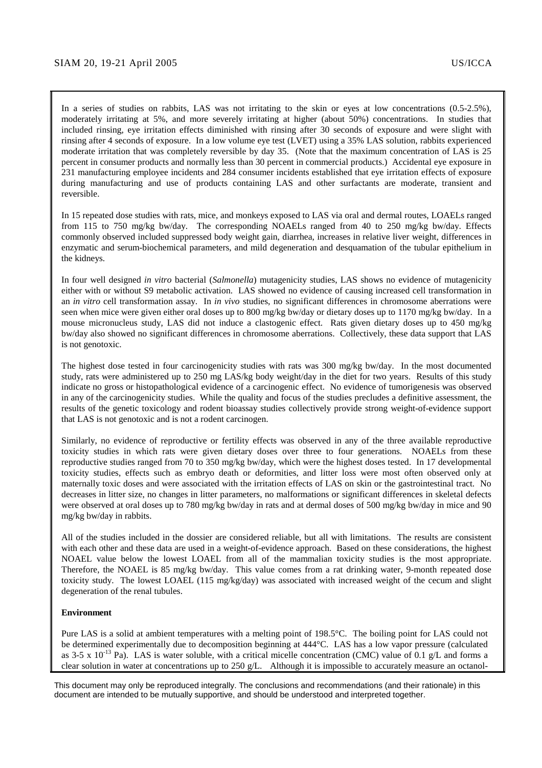In a series of studies on rabbits, LAS was not irritating to the skin or eyes at low concentrations (0.5-2.5%), moderately irritating at 5%, and more severely irritating at higher (about 50%) concentrations. In studies that included rinsing, eye irritation effects diminished with rinsing after 30 seconds of exposure and were slight with rinsing after 4 seconds of exposure. In a low volume eye test (LVET) using a 35% LAS solution, rabbits experienced moderate irritation that was completely reversible by day 35. (Note that the maximum concentration of LAS is 25 percent in consumer products and normally less than 30 percent in commercial products.) Accidental eye exposure in 231 manufacturing employee incidents and 284 consumer incidents established that eye irritation effects of exposure during manufacturing and use of products containing LAS and other surfactants are moderate, transient and reversible.

In 15 repeated dose studies with rats, mice, and monkeys exposed to LAS via oral and dermal routes, LOAELs ranged from 115 to 750 mg/kg bw/day. The corresponding NOAELs ranged from 40 to 250 mg/kg bw/day. Effects commonly observed included suppressed body weight gain, diarrhea, increases in relative liver weight, differences in enzymatic and serum-biochemical parameters, and mild degeneration and desquamation of the tubular epithelium in the kidneys.

In four well designed *in vitro* bacterial (*Salmonella*) mutagenicity studies, LAS shows no evidence of mutagenicity either with or without S9 metabolic activation. LAS showed no evidence of causing increased cell transformation in an *in vitro* cell transformation assay. In *in vivo* studies, no significant differences in chromosome aberrations were seen when mice were given either oral doses up to 800 mg/kg bw/day or dietary doses up to 1170 mg/kg bw/day. In a mouse micronucleus study, LAS did not induce a clastogenic effect. Rats given dietary doses up to 450 mg/kg bw/day also showed no significant differences in chromosome aberrations. Collectively, these data support that LAS is not genotoxic.

The highest dose tested in four carcinogenicity studies with rats was 300 mg/kg bw/day. In the most documented study, rats were administered up to 250 mg LAS/kg body weight/day in the diet for two years. Results of this study indicate no gross or histopathological evidence of a carcinogenic effect. No evidence of tumorigenesis was observed in any of the carcinogenicity studies. While the quality and focus of the studies precludes a definitive assessment, the results of the genetic toxicology and rodent bioassay studies collectively provide strong weight-of-evidence support that LAS is not genotoxic and is not a rodent carcinogen.

Similarly, no evidence of reproductive or fertility effects was observed in any of the three available reproductive toxicity studies in which rats were given dietary doses over three to four generations. NOAELs from these reproductive studies ranged from 70 to 350 mg/kg bw/day, which were the highest doses tested. In 17 developmental toxicity studies, effects such as embryo death or deformities, and litter loss were most often observed only at maternally toxic doses and were associated with the irritation effects of LAS on skin or the gastrointestinal tract. No decreases in litter size, no changes in litter parameters, no malformations or significant differences in skeletal defects were observed at oral doses up to 780 mg/kg bw/day in rats and at dermal doses of 500 mg/kg bw/day in mice and 90 mg/kg bw/day in rabbits.

All of the studies included in the dossier are considered reliable, but all with limitations. The results are consistent with each other and these data are used in a weight-of-evidence approach. Based on these considerations, the highest NOAEL value below the lowest LOAEL from all of the mammalian toxicity studies is the most appropriate. Therefore, the NOAEL is 85 mg/kg bw/day. This value comes from a rat drinking water, 9-month repeated dose toxicity study. The lowest LOAEL (115 mg/kg/day) was associated with increased weight of the cecum and slight degeneration of the renal tubules.

**Environment**

Pure LAS is a solid at ambient temperatures with a melting point of 198.5°C. The boiling point for LAS could not be determined experimentally due to decomposition beginning at 444°C. LAS has a low vapor pressure (calculated as 3-5 x $10^{-13}$ Pa). LAS is water soluble, with a critical micelle concentration (CMC) value of 0.1 g/L and forms a clear solution in water at concentrations up to 250 g/L. Although it is impossible to accurately measure an octanol-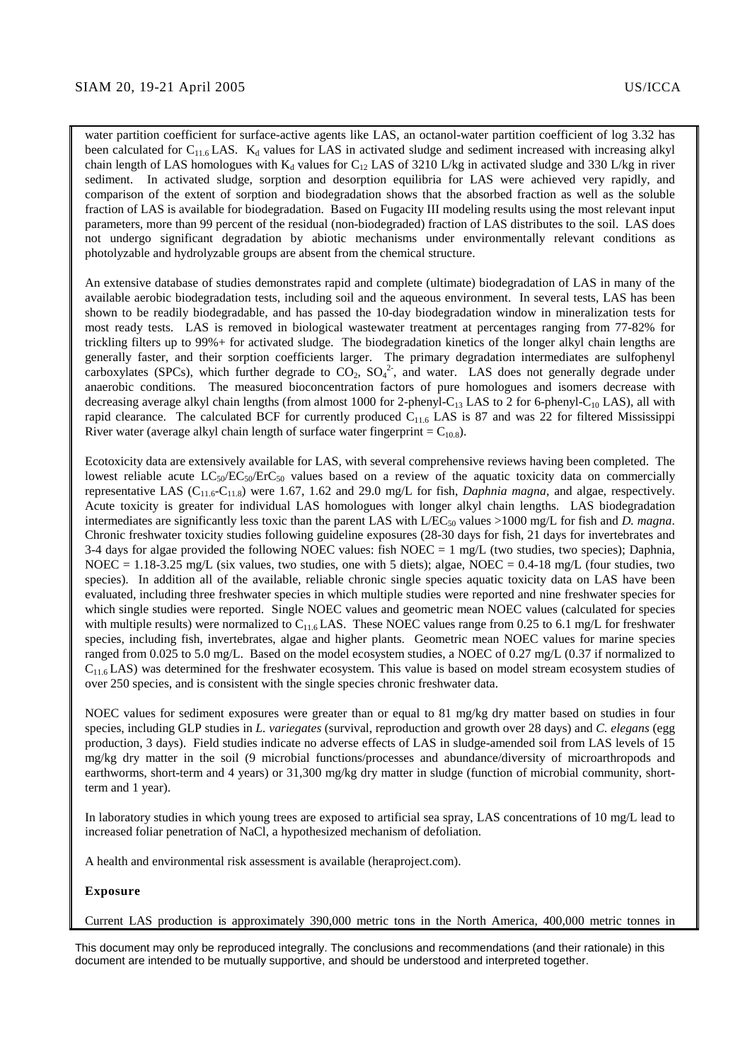water partition coefficient for surface-active agents like LAS, an octanol-water partition coefficient of log 3.32 has been calculated for $C_{11.6}$ LAS. $K_d$ values for LAS in activated sludge and sediment increased with increasing alkyl chain length of LAS homologues with $K_d$ values for $C_{12}$ LAS of 3210 L/kg in activated sludge and 330 L/kg in river sediment. In activated sludge, sorption and desorption equilibria for LAS were achieved very rapidly, and comparison of the extent of sorption and biodegradation shows that the absorbed fraction as well as the soluble fraction of LAS is available for biodegradation. Based on Fugacity III modeling results using the most relevant input parameters, more than 99 percent of the residual (non-biodegraded) fraction of LAS distributes to the soil. LAS does not undergo significant degradation by abiotic mechanisms under environmentally relevant conditions as photolyzable and hydrolyzable groups are absent from the chemical structure.

An extensive database of studies demonstrates rapid and complete (ultimate) biodegradation of LAS in many of the available aerobic biodegradation tests, including soil and the aqueous environment. In several tests, LAS has been shown to be readily biodegradable, and has passed the 10-day biodegradation window in mineralization tests for most ready tests. LAS is removed in biological wastewater treatment at percentages ranging from 77-82% for trickling filters up to 99%+ for activated sludge. The biodegradation kinetics of the longer alkyl chain lengths are generally faster, and their sorption coefficients larger. The primary degradation intermediates are sulfophenyl carboxylates (SPCs), which further degrade to $CO_2$, $SO_4^{2-}$, and water. LAS does not generally degrade under anaerobic conditions. The measured bioconcentration factors of pure homologues and isomers decrease with decreasing average alkyl chain lengths (from almost 1000 for 2-phenyl-$C_{13}$ LAS to 2 for 6-phenyl-$C_{10}$ LAS), all with rapid clearance. The calculated BCF for currently produced $C_{11.6}$ LAS is 87 and was 22 for filtered Mississippi River water (average alkyl chain length of surface water fingerprint = $C_{10.8}$).

Ecotoxicity data are extensively available for LAS, with several comprehensive reviews having been completed. The lowest reliable acute $LC_{50}/EC_{50}/ErC_{50}$ values based on a review of the aquatic toxicity data on commercially representative LAS ($C_{11.6}$-$C_{11.8}$) were 1.67, 1.62 and 29.0 mg/L for fish, *Daphnia magna*, and algae, respectively. Acute toxicity is greater for individual LAS homologues with longer alkyl chain lengths. LAS biodegradation intermediates are significantly less toxic than the parent LAS with $L/EC_{50}$ values >1000 mg/L for fish and *D. magna*. Chronic freshwater toxicity studies following guideline exposures (28-30 days for fish, 21 days for invertebrates and 3-4 days for algae provided the following NOEC values: fish NOEC = 1 mg/L (two studies, two species); Daphnia, NOEC = 1.18-3.25 mg/L (six values, two studies, one with 5 diets); algae, NOEC = 0.4-18 mg/L (four studies, two species). In addition all of the available, reliable chronic single species aquatic toxicity data on LAS have been evaluated, including three freshwater species in which multiple studies were reported and nine freshwater species for which single studies were reported. Single NOEC values and geometric mean NOEC values (calculated for species with multiple results) were normalized to $C_{11.6}$ LAS. These NOEC values range from 0.25 to 6.1 mg/L for freshwater species, including fish, invertebrates, algae and higher plants. Geometric mean NOEC values for marine species ranged from 0.025 to 5.0 mg/L. Based on the model ecosystem studies, a NOEC of 0.27 mg/L (0.37 if normalized to $C_{11.6}$ LAS) was determined for the freshwater ecosystem. This value is based on model stream ecosystem studies of over 250 species, and is consistent with the single species chronic freshwater data.

NOEC values for sediment exposures were greater than or equal to 81 mg/kg dry matter based on studies in four species, including GLP studies in *L. variegates* (survival, reproduction and growth over 28 days) and *C. elegans* (egg production, 3 days). Field studies indicate no adverse effects of LAS in sludge-amended soil from LAS levels of 15 mg/kg dry matter in the soil (9 microbial functions/processes and abundance/diversity of microarthropods and earthworms, short-term and 4 years) or 31,300 mg/kg dry matter in sludge (function of microbial community, short-term and 1 year).

In laboratory studies in which young trees are exposed to artificial sea spray, LAS concentrations of 10 mg/L lead to increased foliar penetration of NaCl, a hypothesized mechanism of defoliation.

A health and environmental risk assessment is available (heraproject.com).

**Exposure**

Current LAS production is approximately 390,000 metric tons in the North America, 400,000 metric tonnes in

This document may only be reproduced integrally. The conclusions and recommendations (and their rationale) in this document are intended to be mutually supportive, and should be understood and interpreted together.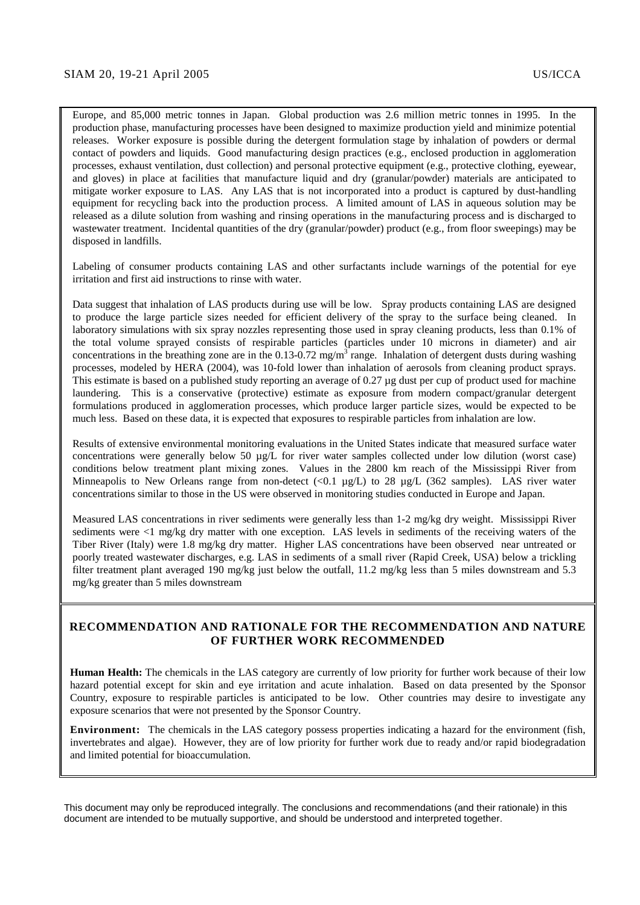Europe, and 85,000 metric tonnes in Japan. Global production was 2.6 million metric tonnes in 1995. In the production phase, manufacturing processes have been designed to maximize production yield and minimize potential releases. Worker exposure is possible during the detergent formulation stage by inhalation of powders or dermal contact of powders and liquids. Good manufacturing design practices (e.g., enclosed production in agglomeration processes, exhaust ventilation, dust collection) and personal protective equipment (e.g., protective clothing, eyewear, and gloves) in place at facilities that manufacture liquid and dry (granular/powder) materials are anticipated to mitigate worker exposure to LAS. Any LAS that is not incorporated into a product is captured by dust-handling equipment for recycling back into the production process. A limited amount of LAS in aqueous solution may be released as a dilute solution from washing and rinsing operations in the manufacturing process and is discharged to wastewater treatment. Incidental quantities of the dry (granular/powder) product (e.g., from floor sweepings) may be disposed in landfills.

Labeling of consumer products containing LAS and other surfactants include warnings of the potential for eye irritation and first aid instructions to rinse with water.

Data suggest that inhalation of LAS products during use will be low. Spray products containing LAS are designed to produce the large particle sizes needed for efficient delivery of the spray to the surface being cleaned. In laboratory simulations with six spray nozzles representing those used in spray cleaning products, less than 0.1% of the total volume sprayed consists of respirable particles (particles under 10 microns in diameter) and air concentrations in the breathing zone are in the 0.13-0.72 $mg/m^3$ range. Inhalation of detergent dusts during washing processes, modeled by HERA (2004), was 10-fold lower than inhalation of aerosols from cleaning product sprays. This estimate is based on a published study reporting an average of 0.27 µg dust per cup of product used for machine laundering. This is a conservative (protective) estimate as exposure from modern compact/granular detergent formulations produced in agglomeration processes, which produce larger particle sizes, would be expected to be much less. Based on these data, it is expected that exposures to respirable particles from inhalation are low.

Results of extensive environmental monitoring evaluations in the United States indicate that measured surface water concentrations were generally below 50 µg/L for river water samples collected under low dilution (worst case) conditions below treatment plant mixing zones. Values in the 2800 km reach of the Mississippi River from Minneapolis to New Orleans range from non-detect (<0.1 µg/L) to 28 µg/L (362 samples). LAS river water concentrations similar to those in the US were observed in monitoring studies conducted in Europe and Japan.

Measured LAS concentrations in river sediments were generally less than 1-2 mg/kg dry weight. Mississippi River sediments were <1 mg/kg dry matter with one exception. LAS levels in sediments of the receiving waters of the Tiber River (Italy) were 1.8 mg/kg dry matter. Higher LAS concentrations have been observed near untreated or poorly treated wastewater discharges, e.g. LAS in sediments of a small river (Rapid Creek, USA) below a trickling filter treatment plant averaged 190 mg/kg just below the outfall, 11.2 mg/kg less than 5 miles downstream and 5.3 mg/kg greater than 5 miles downstream

## RECOMMENDATION AND RATIONALE FOR THE RECOMMENDATION AND NATURE OF FURTHER WORK RECOMMENDED

**Human Health:** The chemicals in the LAS category are currently of low priority for further work because of their low hazard potential except for skin and eye irritation and acute inhalation. Based on data presented by the Sponsor Country, exposure to respirable particles is anticipated to be low. Other countries may desire to investigate any exposure scenarios that were not presented by the Sponsor Country.

**Environment:** The chemicals in the LAS category possess properties indicating a hazard for the environment (fish, invertebrates and algae). However, they are of low priority for further work due to ready and/or rapid biodegradation and limited potential for bioaccumulation.

This document may only be reproduced integrally. The conclusions and recommendations (and their rationale) in this document are intended to be mutually supportive, and should be understood and interpreted together.